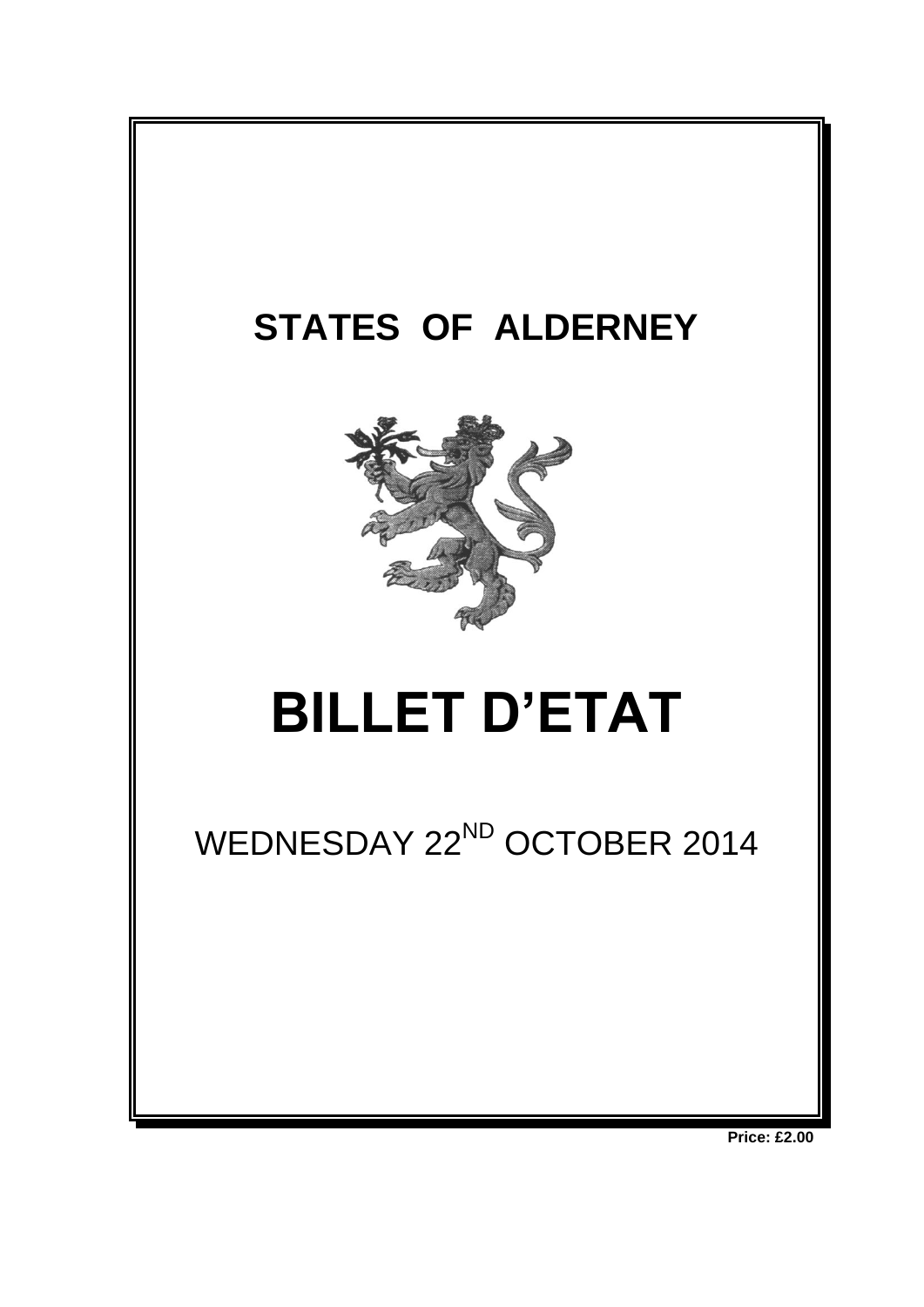# STATES OF ALDERNEY

# BILLET D'ETAT

WEDNESDAY 22[ND] OCTOBER 2014

**Price: £2.00**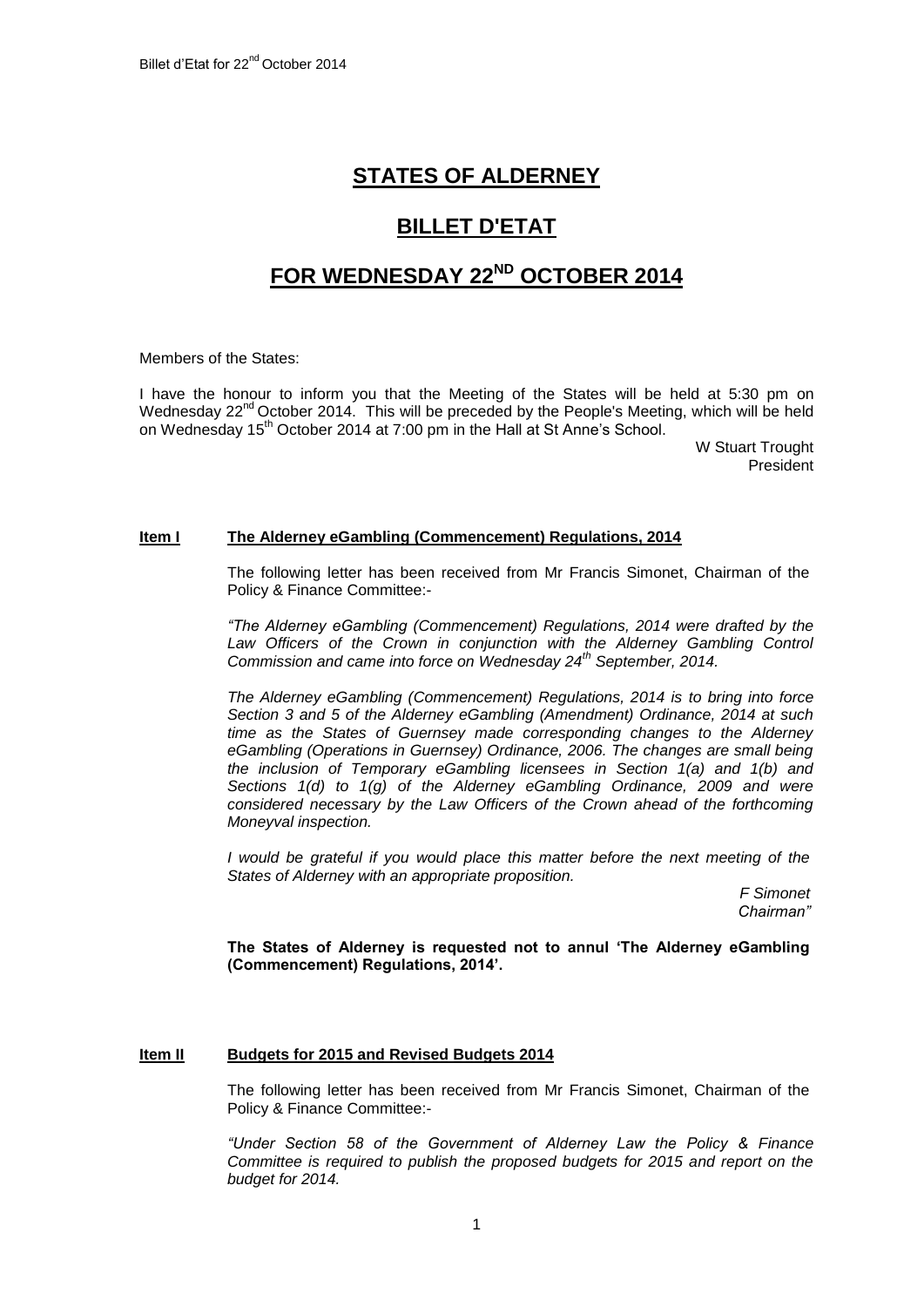# STATES OF ALDERNEY

## BILLET D'ETAT

## FOR WEDNESDAY 22ND OCTOBER 2014

Members of the States:

I have the honour to inform you that the Meeting of the States will be held at 5:30 pm on Wednesday 22nd October 2014. This will be preceded by the People's Meeting, which will be held on Wednesday 15th October 2014 at 7:00 pm in the Hall at St Anne's School.

W Stuart Trought
President

### Item I The Alderney eGambling (Commencement) Regulations, 2014

The following letter has been received from Mr Francis Simonet, Chairman of the Policy & Finance Committee:-

*"The Alderney eGambling (Commencement) Regulations, 2014 were drafted by the Law Officers of the Crown in conjunction with the Alderney Gambling Control Commission and came into force on Wednesday 24th September, 2014.*

*The Alderney eGambling (Commencement) Regulations, 2014 is to bring into force Section 3 and 5 of the Alderney eGambling (Amendment) Ordinance, 2014 at such time as the States of Guernsey made corresponding changes to the Alderney eGambling (Operations in Guernsey) Ordinance, 2006. The changes are small being the inclusion of Temporary eGambling licensees in Section 1(a) and 1(b) and Sections 1(d) to 1(g) of the Alderney eGambling Ordinance, 2009 and were considered necessary by the Law Officers of the Crown ahead of the forthcoming Moneyval inspection.*

*I would be grateful if you would place this matter before the next meeting of the States of Alderney with an appropriate proposition.*

*F Simonet*
*Chairman"*

**The States of Alderney is requested not to annul 'The Alderney eGambling (Commencement) Regulations, 2014'.**

### Item II Budgets for 2015 and Revised Budgets 2014

The following letter has been received from Mr Francis Simonet, Chairman of the Policy & Finance Committee:-

*"Under Section 58 of the Government of Alderney Law the Policy & Finance Committee is required to publish the proposed budgets for 2015 and report on the budget for 2014.*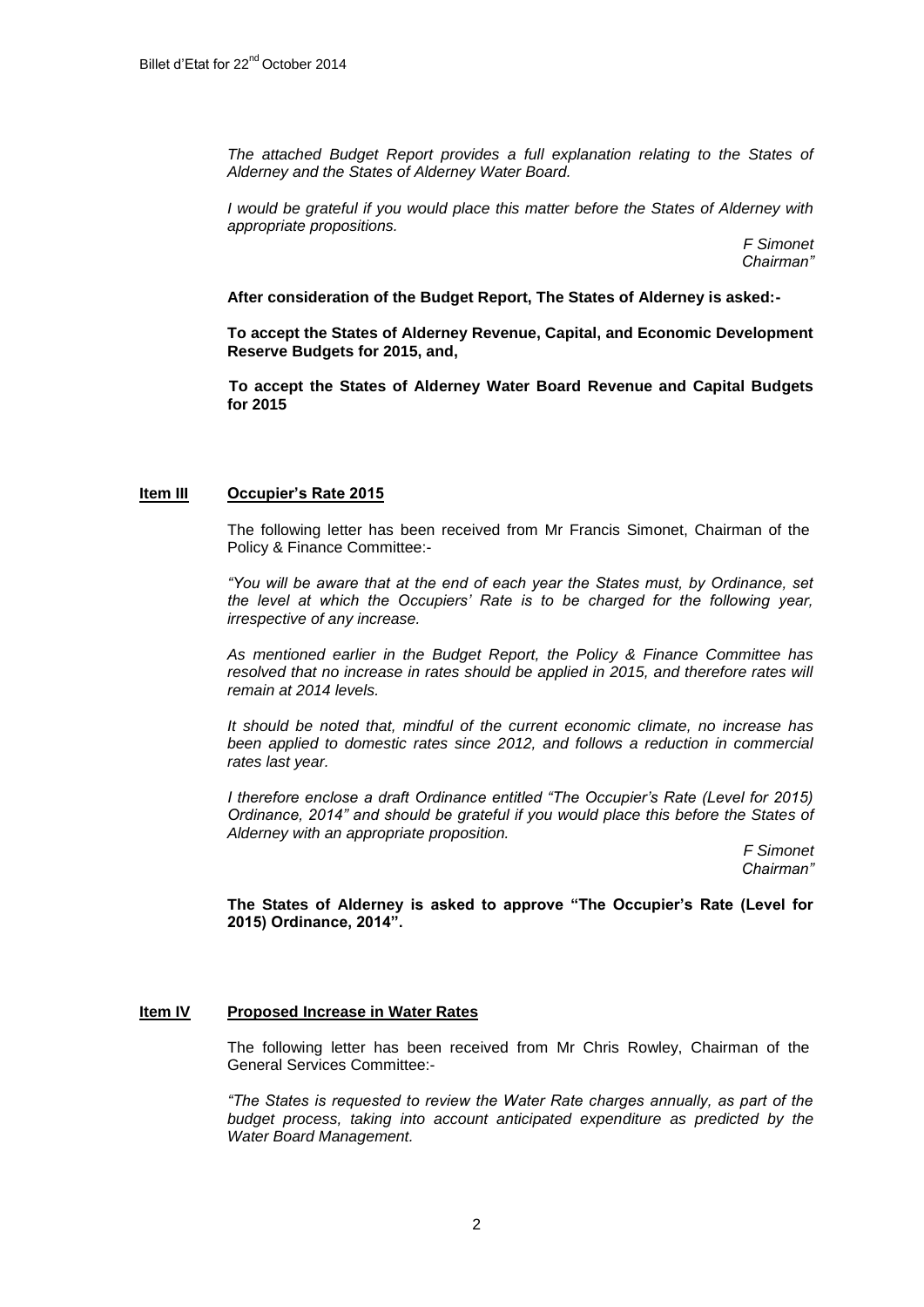*The attached Budget Report provides a full explanation relating to the States of Alderney and the States of Alderney Water Board.*

*I would be grateful if you would place this matter before the States of Alderney with appropriate propositions.*

*F Simonet*
*Chairman"*

**After consideration of the Budget Report, The States of Alderney is asked:-**

**To accept the States of Alderney Revenue, Capital, and Economic Development Reserve Budgets for 2015, and,**

**To accept the States of Alderney Water Board Revenue and Capital Budgets for 2015**

## **Item III** **Occupier's Rate 2015**

The following letter has been received from Mr Francis Simonet, Chairman of the Policy & Finance Committee:-

*"You will be aware that at the end of each year the States must, by Ordinance, set the level at which the Occupiers' Rate is to be charged for the following year, irrespective of any increase.*

*As mentioned earlier in the Budget Report, the Policy & Finance Committee has resolved that no increase in rates should be applied in 2015, and therefore rates will remain at 2014 levels.*

*It should be noted that, mindful of the current economic climate, no increase has been applied to domestic rates since 2012, and follows a reduction in commercial rates last year.*

*I therefore enclose a draft Ordinance entitled "The Occupier's Rate (Level for 2015) Ordinance, 2014" and should be grateful if you would place this before the States of Alderney with an appropriate proposition.*

*F Simonet*
*Chairman"*

**The States of Alderney is asked to approve "The Occupier's Rate (Level for 2015) Ordinance, 2014".**

## **Item IV** **Proposed Increase in Water Rates**

The following letter has been received from Mr Chris Rowley, Chairman of the General Services Committee:-

*"The States is requested to review the Water Rate charges annually, as part of the budget process, taking into account anticipated expenditure as predicted by the Water Board Management.*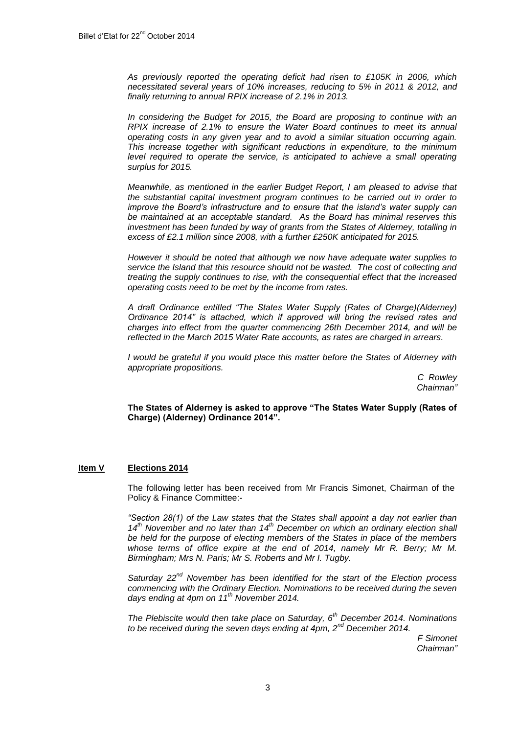*As previously reported the operating deficit had risen to £105K in 2006, which necessitated several years of 10% increases, reducing to 5% in 2011 & 2012, and finally returning to annual RPIX increase of 2.1% in 2013.*

*In considering the Budget for 2015, the Board are proposing to continue with an RPIX increase of 2.1% to ensure the Water Board continues to meet its annual operating costs in any given year and to avoid a similar situation occurring again. This increase together with significant reductions in expenditure, to the minimum level required to operate the service, is anticipated to achieve a small operating surplus for 2015.*

*Meanwhile, as mentioned in the earlier Budget Report, I am pleased to advise that the substantial capital investment program continues to be carried out in order to improve the Board's infrastructure and to ensure that the island's water supply can be maintained at an acceptable standard. As the Board has minimal reserves this investment has been funded by way of grants from the States of Alderney, totalling in excess of £2.1 million since 2008, with a further £250K anticipated for 2015.*

*However it should be noted that although we now have adequate water supplies to service the Island that this resource should not be wasted. The cost of collecting and treating the supply continues to rise, with the consequential effect that the increased operating costs need to be met by the income from rates.*

*A draft Ordinance entitled "The States Water Supply (Rates of Charge)(Alderney) Ordinance 2014" is attached, which if approved will bring the revised rates and charges into effect from the quarter commencing 26th December 2014, and will be reflected in the March 2015 Water Rate accounts, as rates are charged in arrears.*

*I would be grateful if you would place this matter before the States of Alderney with appropriate propositions.*

*C Rowley*
*Chairman"*

**The States of Alderney is asked to approve "The States Water Supply (Rates of Charge) (Alderney) Ordinance 2014".**

## Item V Elections 2014

The following letter has been received from Mr Francis Simonet, Chairman of the Policy & Finance Committee:-

*"Section 28(1) of the Law states that the States shall appoint a day not earlier than 14th November and no later than 14th December on which an ordinary election shall be held for the purpose of electing members of the States in place of the members whose terms of office expire at the end of 2014, namely Mr R. Berry; Mr M. Birmingham; Mrs N. Paris; Mr S. Roberts and Mr I. Tugby.*

*Saturday 22nd November has been identified for the start of the Election process commencing with the Ordinary Election. Nominations to be received during the seven days ending at 4pm on 11th November 2014.*

*The Plebiscite would then take place on Saturday, 6th December 2014. Nominations to be received during the seven days ending at 4pm, 2nd December 2014.*

*F Simonet*
*Chairman"*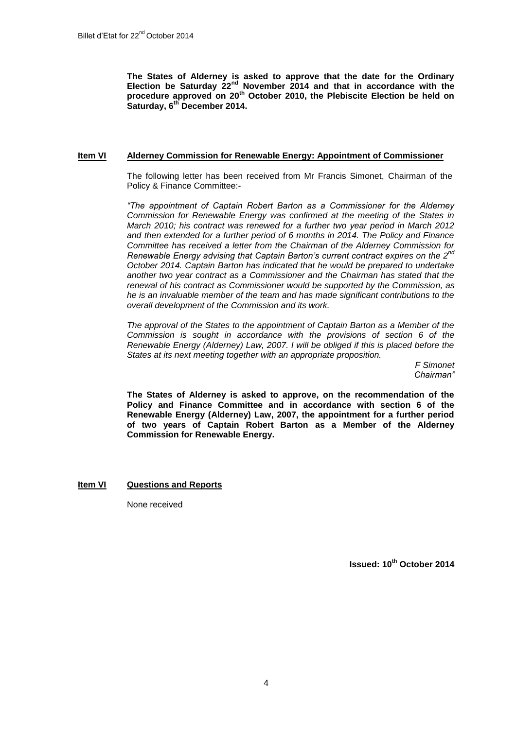**The States of Alderney is asked to approve that the date for the Ordinary Election be Saturday 22nd November 2014 and that in accordance with the procedure approved on 20th October 2010, the Plebiscite Election be held on Saturday, 6th December 2014.**

## Item VI Alderney Commission for Renewable Energy: Appointment of Commissioner

The following letter has been received from Mr Francis Simonet, Chairman of the Policy & Finance Committee:-

*"The appointment of Captain Robert Barton as a Commissioner for the Alderney Commission for Renewable Energy was confirmed at the meeting of the States in March 2010; his contract was renewed for a further two year period in March 2012 and then extended for a further period of 6 months in 2014. The Policy and Finance Committee has received a letter from the Chairman of the Alderney Commission for Renewable Energy advising that Captain Barton's current contract expires on the 2nd October 2014. Captain Barton has indicated that he would be prepared to undertake another two year contract as a Commissioner and the Chairman has stated that the renewal of his contract as Commissioner would be supported by the Commission, as he is an invaluable member of the team and has made significant contributions to the overall development of the Commission and its work.*

*The approval of the States to the appointment of Captain Barton as a Member of the Commission is sought in accordance with the provisions of section 6 of the Renewable Energy (Alderney) Law, 2007. I will be obliged if this is placed before the States at its next meeting together with an appropriate proposition.*

*F Simonet*
*Chairman"*

**The States of Alderney is asked to approve, on the recommendation of the Policy and Finance Committee and in accordance with section 6 of the Renewable Energy (Alderney) Law, 2007, the appointment for a further period of two years of Captain Robert Barton as a Member of the Alderney Commission for Renewable Energy.**

## Item VI Questions and Reports

None received

**Issued: 10th October 2014**